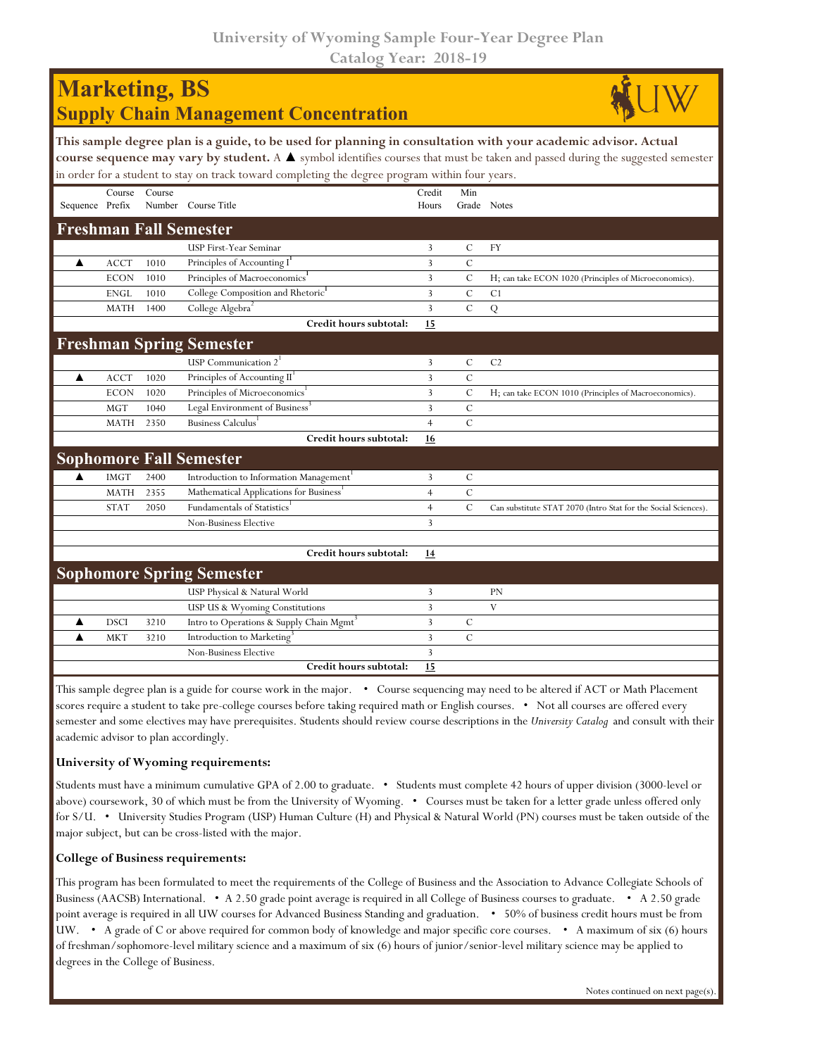# University of Wyoming Sample Four-Year Degree Plan
## Catalog Year: 2018-19

# Marketing, BS
## Supply Chain Management Concentration

**This sample degree plan is a guide, to be used for planning in consultation with your academic advisor. Actual course sequence may vary by student.** A ▲ symbol identifies courses that must be taken and passed during the suggested semester in order for a student to stay on track toward completing the degree program within four years.

| Sequence | Course Prefix | Course Number | Course Title | Credit Hours | Min Grade | Notes |
|---|---|---|---|---|---|---|
| **Freshman Fall Semester** | | | | | | |
| | | | USP First-Year Seminar | 3 | C | FY |
| ▲ | ACCT | 1010 | Principles of Accounting I[1] | 3 | C | |
| | ECON | 1010 | Principles of Macroeconomics[1] | 3 | C | H; can take ECON 1020 (Principles of Microeconomics). |
| | ENGL | 1010 | College Composition and Rhetoric[1] | 3 | C | C1 |
| | MATH | 1400 | College Algebra[2] | 3 | C | Q |
| | | | **Credit hours subtotal:** | **15** | | |
| **Freshman Spring Semester** | | | | | | |
| | | | USP Communication 2[1] | 3 | C | C2 |
| ▲ | ACCT | 1020 | Principles of Accounting II[1] | 3 | C | |
| | ECON | 1020 | Principles of Microeconomics[1] | 3 | C | H; can take ECON 1010 (Principles of Macroeconomics). |
| | MGT | 1040 | Legal Environment of Business[3] | 3 | C | |
| | MATH | 2350 | Business Calculus[1] | 4 | C | |
| | | | **Credit hours subtotal:** | **16** | | |
| **Sophomore Fall Semester** | | | | | | |
| ▲ | IMGT | 2400 | Introduction to Information Management[1] | 3 | C | |
| | MATH | 2355 | Mathematical Applications for Business[1] | 4 | C | |
| | STAT | 2050 | Fundamentals of Statistics[1] | 4 | C | Can substitute STAT 2070 (Intro Stat for the Social Sciences). |
| | | | Non-Business Elective | 3 | | |
| | | | | | | |
| | | | **Credit hours subtotal:** | **14** | | |
| **Sophomore Spring Semester** | | | | | | |
| | | | USP Physical & Natural World | 3 | | PN |
| | | | USP US & Wyoming Constitutions | 3 | | V |
| ▲ | DSCI | 3210 | Intro to Operations & Supply Chain Mgmt[3] | 3 | C | |
| ▲ | MKT | 3210 | Introduction to Marketing[3] | 3 | C | |
| | | | Non-Business Elective | 3 | | |
| | | | **Credit hours subtotal:** | **15** | | |

This sample degree plan is a guide for course work in the major. • Course sequencing may need to be altered if ACT or Math Placement scores require a student to take pre-college courses before taking required math or English courses. • Not all courses are offered every semester and some electives may have prerequisites. Students should review course descriptions in the *University Catalog* and consult with their academic advisor to plan accordingly.

### University of Wyoming requirements:

Students must have a minimum cumulative GPA of 2.00 to graduate. • Students must complete 42 hours of upper division (3000-level or above) coursework, 30 of which must be from the University of Wyoming. • Courses must be taken for a letter grade unless offered only for S/U. • University Studies Program (USP) Human Culture (H) and Physical & Natural World (PN) courses must be taken outside of the major subject, but can be cross-listed with the major.

### College of Business requirements:

This program has been formulated to meet the requirements of the College of Business and the Association to Advance Collegiate Schools of Business (AACSB) International. • A 2.50 grade point average is required in all College of Business courses to graduate. • A 2.50 grade point average is required in all UW courses for Advanced Business Standing and graduation. • 50% of business credit hours must be from UW. • A grade of C or above required for common body of knowledge and major specific core courses. • A maximum of six (6) hours of freshman/sophomore-level military science and a maximum of six (6) hours of junior/senior-level military science may be applied to degrees in the College of Business.

Notes continued on next page(s).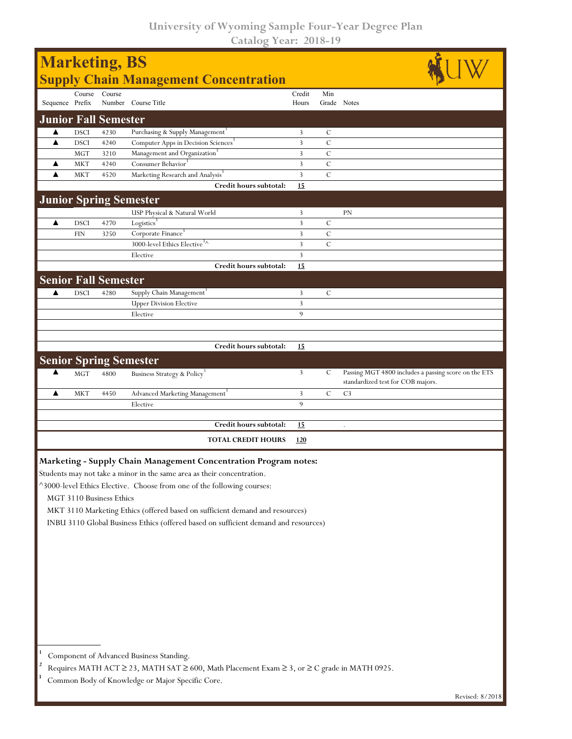# University of Wyoming Sample Four-Year Degree Plan
## Catalog Year: 2018-19

# Marketing, BS
## Supply Chain Management Concentration

| Sequence | Course Prefix | Course Number | Course Title | Credit Hours | Min Grade | Notes |
|---|---|---|---|---|---|---|
| **Junior Fall Semester** | | | | | | |
| ▲ | DSCI | 4230 | Purchasing & Supply Management[3] | 3 | C | |
| ▲ | DSCI | 4240 | Computer Apps in Decision Sciences[3] | 3 | C | |
| | MGT | 3210 | Management and Organization[3] | 3 | C | |
| ▲ | MKT | 4240 | Consumer Behavior[3] | 3 | C | |
| ▲ | MKT | 4520 | Marketing Research and Analysis[3] | 3 | C | |
| | | | **Credit hours subtotal:** | **15** | | |
| **Junior Spring Semester** | | | | | | |
| | | | USP Physical & Natural World | 3 | | PN |
| ▲ | DSCI | 4270 | Logistics[3] | 3 | C | |
| | FIN | 3250 | Corporate Finance[3] | 3 | C | |
| | | | 3000-level Ethics Elective[3]^ | 3 | C | |
| | | | Elective | 3 | | |
| | | | **Credit hours subtotal:** | **15** | | |
| **Senior Fall Semester** | | | | | | |
| ▲ | DSCI | 4280 | Supply Chain Management[3] | 3 | C | |
| | | | Upper Division Elective | 3 | | |
| | | | Elective | 9 | | |
| | | | **Credit hours subtotal:** | **15** | | |
| **Senior Spring Semester** | | | | | | |
| ▲ | MGT | 4800 | Business Strategy & Policy[3] | 3 | C | Passing MGT 4800 includes a passing score on the ETS standardized test for COB majors. |
| ▲ | MKT | 4450 | Advanced Marketing Management[3] | 3 | C | C3 |
| | | | Elective | 9 | | |
| | | | **Credit hours subtotal:** | **15** | | |
| | | | **TOTAL CREDIT HOURS** | **120** | | |

**Marketing - Supply Chain Management Concentration Program notes:**

Students may not take a minor in the same area as their concentration.

^3000-level Ethics Elective. Choose from one of the following courses:

- MGT 3110 Business Ethics
- MKT 3110 Marketing Ethics (offered based on sufficient demand and resources)
- INBU 3110 Global Business Ethics (offered based on sufficient demand and resources)

[1] Component of Advanced Business Standing.

[2] Requires MATH ACT ≥ 23, MATH SAT ≥ 600, Math Placement Exam ≥ 3, or ≥ C grade in MATH 0925.

[3] Common Body of Knowledge or Major Specific Core.

Revised: 8/2018